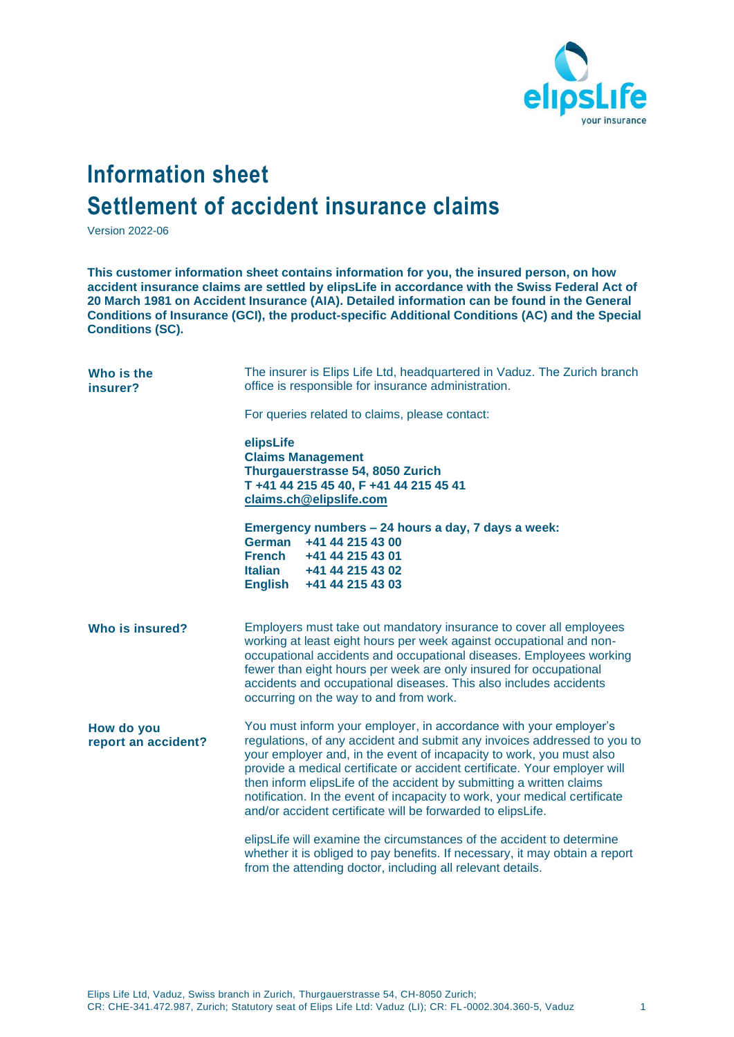# Information sheet
# Settlement of accident insurance claims

Version 2022-06

**This customer information sheet contains information for you, the insured person, on how accident insurance claims are settled by elipsLife in accordance with the Swiss Federal Act of 20 March 1981 on Accident Insurance (AIA). Detailed information can be found in the General Conditions of Insurance (GCI), the product-specific Additional Conditions (AC) and the Special Conditions (SC).**

### Who is the insurer?

The insurer is Elips Life Ltd, headquartered in Vaduz. The Zurich branch office is responsible for insurance administration.

For queries related to claims, please contact:

**elipsLife**
**Claims Management**
**Thurgauerstrasse 54, 8050 Zurich**
**T +41 44 215 45 40, F +41 44 215 45 41**
**claims.ch@elipslife.com**

**Emergency numbers – 24 hours a day, 7 days a week:**
**German +41 44 215 43 00**
**French +41 44 215 43 01**
**Italian +41 44 215 43 02**
**English +41 44 215 43 03**

### Who is insured?

Employers must take out mandatory insurance to cover all employees working at least eight hours per week against occupational and non-occupational accidents and occupational diseases. Employees working fewer than eight hours per week are only insured for occupational accidents and occupational diseases. This also includes accidents occurring on the way to and from work.

### How do you report an accident?

You must inform your employer, in accordance with your employer's regulations, of any accident and submit any invoices addressed to you to your employer and, in the event of incapacity to work, you must also provide a medical certificate or accident certificate. Your employer will then inform elipsLife of the accident by submitting a written claims notification. In the event of incapacity to work, your medical certificate and/or accident certificate will be forwarded to elipsLife.

elipsLife will examine the circumstances of the accident to determine whether it is obliged to pay benefits. If necessary, it may obtain a report from the attending doctor, including all relevant details.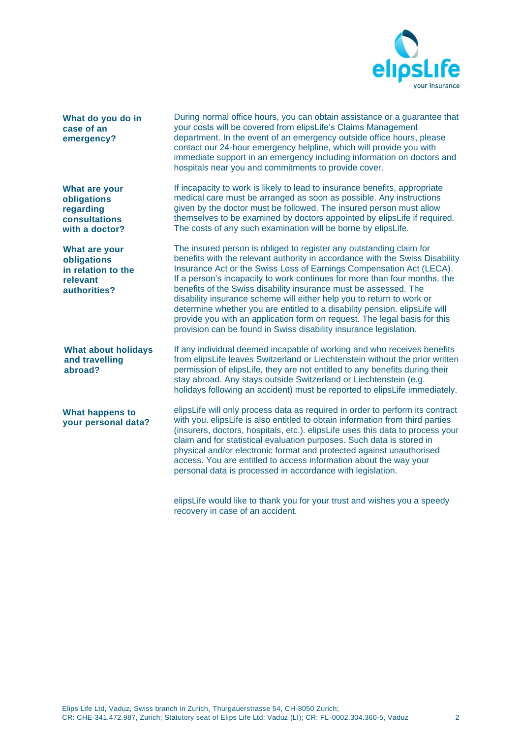**What do you do in case of an emergency?**

During normal office hours, you can obtain assistance or a guarantee that your costs will be covered from elipsLife's Claims Management department. In the event of an emergency outside office hours, please contact our 24-hour emergency helpline, which will provide you with immediate support in an emergency including information on doctors and hospitals near you and commitments to provide cover.

**What are your obligations regarding consultations with a doctor?**

If incapacity to work is likely to lead to insurance benefits, appropriate medical care must be arranged as soon as possible. Any instructions given by the doctor must be followed. The insured person must allow themselves to be examined by doctors appointed by elipsLife if required. The costs of any such examination will be borne by elipsLife.

**What are your obligations in relation to the relevant authorities?**

The insured person is obliged to register any outstanding claim for benefits with the relevant authority in accordance with the Swiss Disability Insurance Act or the Swiss Loss of Earnings Compensation Act (LECA). If a person's incapacity to work continues for more than four months, the benefits of the Swiss disability insurance must be assessed. The disability insurance scheme will either help you to return to work or determine whether you are entitled to a disability pension. elipsLife will provide you with an application form on request. The legal basis for this provision can be found in Swiss disability insurance legislation.

**What about holidays and travelling abroad?**

If any individual deemed incapable of working and who receives benefits from elipsLife leaves Switzerland or Liechtenstein without the prior written permission of elipsLife, they are not entitled to any benefits during their stay abroad. Any stays outside Switzerland or Liechtenstein (e.g. holidays following an accident) must be reported to elipsLife immediately.

**What happens to your personal data?**

elipsLife will only process data as required in order to perform its contract with you. elipsLife is also entitled to obtain information from third parties (insurers, doctors, hospitals, etc.). elipsLife uses this data to process your claim and for statistical evaluation purposes. Such data is stored in physical and/or electronic format and protected against unauthorised access. You are entitled to access information about the way your personal data is processed in accordance with legislation.

elipsLife would like to thank you for your trust and wishes you a speedy recovery in case of an accident.

Elips Life Ltd, Vaduz, Swiss branch in Zurich, Thurgauerstrasse 54, CH-8050 Zurich;
CR: CHE-341.472.987, Zurich; Statutory seat of Elips Life Ltd: Vaduz (LI); CR: FL-0002.304.360-5, Vaduz